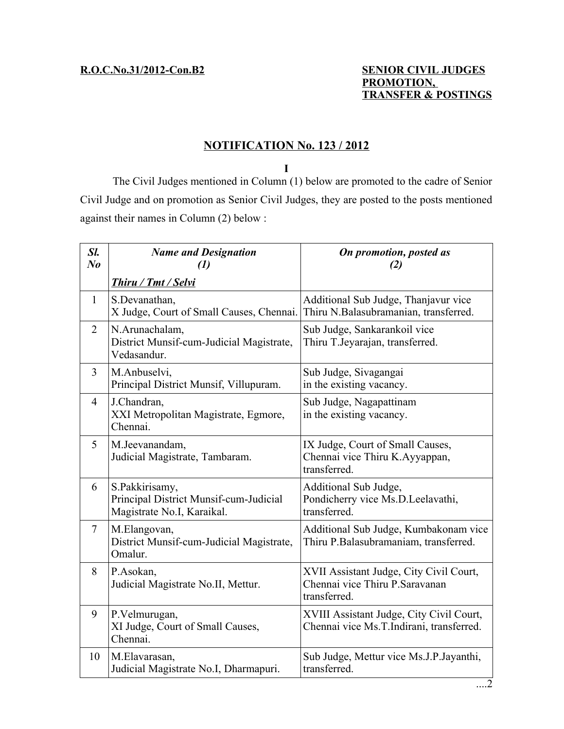**R.O.C.No.31/2012-Con.B2**

**SENIOR CIVIL JUDGES PROMOTION, TRANSFER & POSTINGS**

## NOTIFICATION No. 123 / 2012

**I**

The Civil Judges mentioned in Column (1) below are promoted to the cadre of Senior Civil Judge and on promotion as Senior Civil Judges, they are posted to the posts mentioned against their names in Column (2) below :

| *Sl. No* | *Name and Designation (1)* | *On promotion, posted as (2)* |
|---|---|---|
| | ***Thiru / Tmt / Selvi*** | |
| 1 | S.Devanathan, X Judge, Court of Small Causes, Chennai. | Additional Sub Judge, Thanjavur vice Thiru N.Balasubramanian, transferred. |
| 2 | N.Arunachalam, District Munsif-cum-Judicial Magistrate, Vedasandur. | Sub Judge, Sankarankoil vice Thiru T.Jeyarajan, transferred. |
| 3 | M.Anbuselvi, Principal District Munsif, Villupuram. | Sub Judge, Sivagangai in the existing vacancy. |
| 4 | J.Chandran, XXI Metropolitan Magistrate, Egmore, Chennai. | Sub Judge, Nagapattinam in the existing vacancy. |
| 5 | M.Jeevanandam, Judicial Magistrate, Tambaram. | IX Judge, Court of Small Causes, Chennai vice Thiru K.Ayyappan, transferred. |
| 6 | S.Pakkirisamy, Principal District Munsif-cum-Judicial Magistrate No.I, Karaikal. | Additional Sub Judge, Pondicherry vice Ms.D.Leelavathi, transferred. |
| 7 | M.Elangovan, District Munsif-cum-Judicial Magistrate, Omalur. | Additional Sub Judge, Kumbakonam vice Thiru P.Balasubramaniam, transferred. |
| 8 | P.Asokan, Judicial Magistrate No.II, Mettur. | XVII Assistant Judge, City Civil Court, Chennai vice Thiru P.Saravanan transferred. |
| 9 | P.Velmurugan, XI Judge, Court of Small Causes, Chennai. | XVIII Assistant Judge, City Civil Court, Chennai vice Ms.T.Indirani, transferred. |
| 10 | M.Elavarasan, Judicial Magistrate No.I, Dharmapuri. | Sub Judge, Mettur vice Ms.J.P.Jayanthi, transferred. |

....2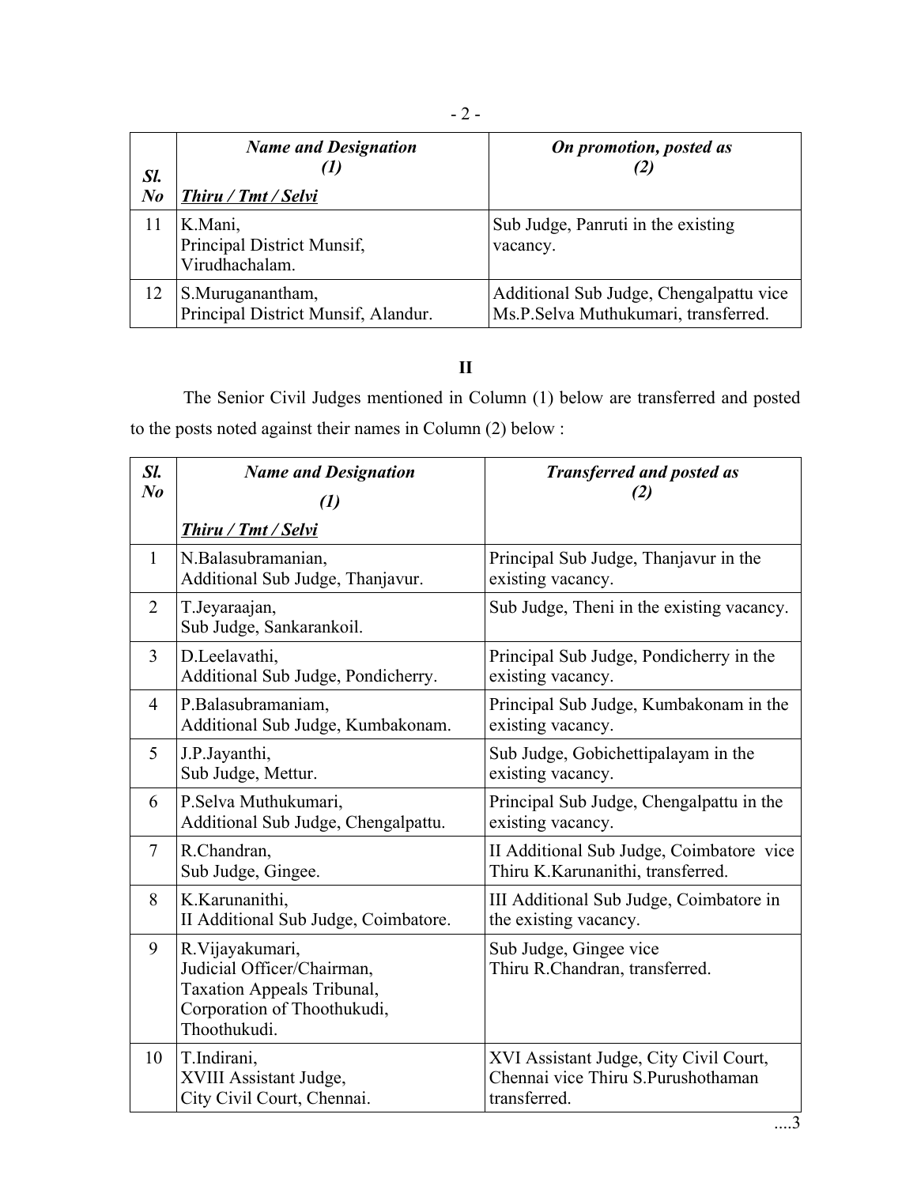| Sl. No | *Name and Designation (1)* <br> ***Thiru / Tmt / Selvi*** | *On promotion, posted as (2)* |
|---|---|---|
| 11 | K.Mani, Principal District Munsif, Virudhachalam. | Sub Judge, Panruti in the existing vacancy. |
| 12 | S.Muruganantham, Principal District Munsif, Alandur. | Additional Sub Judge, Chengalpattu vice Ms.P.Selva Muthukumari, transferred. |

## II

The Senior Civil Judges mentioned in Column (1) below are transferred and posted to the posts noted against their names in Column (2) below :

| Sl. No | *Name and Designation (1)* <br> ***Thiru / Tmt / Selvi*** | *Transferred and posted as (2)* |
|---|---|---|
| 1 | N.Balasubramanian, Additional Sub Judge, Thanjavur. | Principal Sub Judge, Thanjavur in the existing vacancy. |
| 2 | T.Jeyaraajan, Sub Judge, Sankarankoil. | Sub Judge, Theni in the existing vacancy. |
| 3 | D.Leelavathi, Additional Sub Judge, Pondicherry. | Principal Sub Judge, Pondicherry in the existing vacancy. |
| 4 | P.Balasubramaniam, Additional Sub Judge, Kumbakonam. | Principal Sub Judge, Kumbakonam in the existing vacancy. |
| 5 | J.P.Jayanthi, Sub Judge, Mettur. | Sub Judge, Gobichettipalayam in the existing vacancy. |
| 6 | P.Selva Muthukumari, Additional Sub Judge, Chengalpattu. | Principal Sub Judge, Chengalpattu in the existing vacancy. |
| 7 | R.Chandran, Sub Judge, Gingee. | II Additional Sub Judge, Coimbatore vice Thiru K.Karunanithi, transferred. |
| 8 | K.Karunanithi, II Additional Sub Judge, Coimbatore. | III Additional Sub Judge, Coimbatore in the existing vacancy. |
| 9 | R.Vijayakumari, Judicial Officer/Chairman, Taxation Appeals Tribunal, Corporation of Thoothukudi, Thoothukudi. | Sub Judge, Gingee vice Thiru R.Chandran, transferred. |
| 10 | T.Indirani, XVIII Assistant Judge, City Civil Court, Chennai. | XVI Assistant Judge, City Civil Court, Chennai vice Thiru S.Purushothaman transferred. |

....3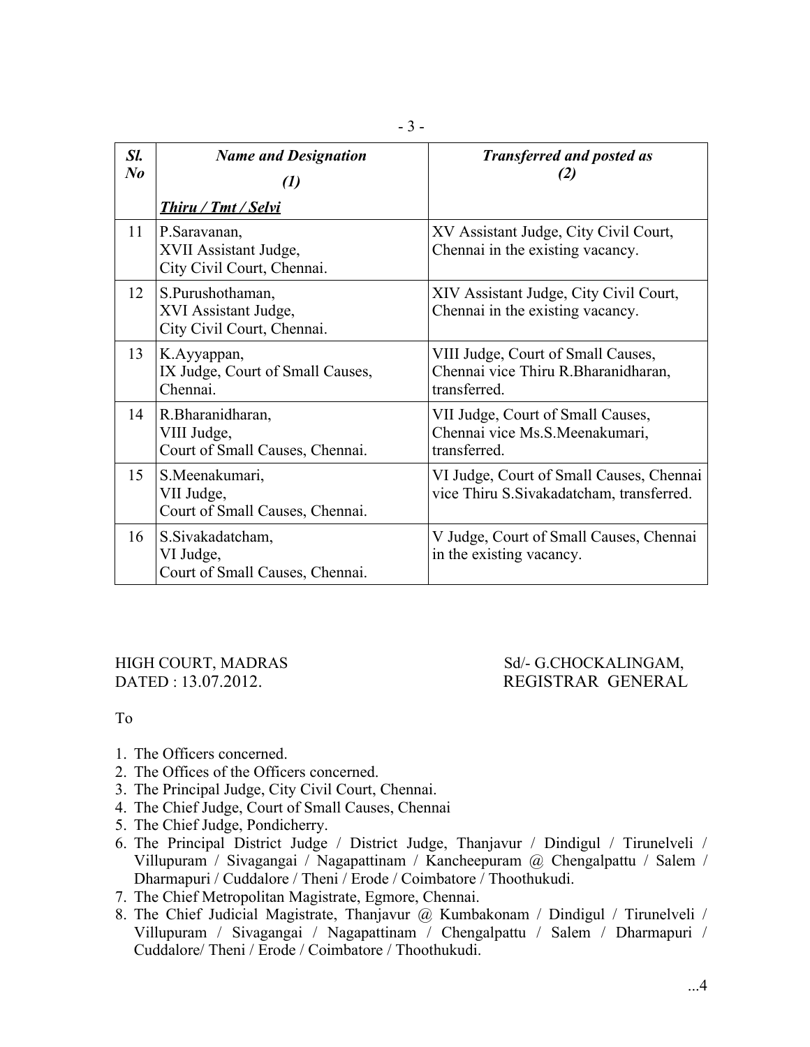| Sl. No | Name and Designation (1) Thiru / Tmt / Selvi | Transferred and posted as (2) |
|---|---|---|
| 11 | P.Saravanan, XVII Assistant Judge, City Civil Court, Chennai. | XV Assistant Judge, City Civil Court, Chennai in the existing vacancy. |
| 12 | S.Purushothaman, XVI Assistant Judge, City Civil Court, Chennai. | XIV Assistant Judge, City Civil Court, Chennai in the existing vacancy. |
| 13 | K.Ayyappan, IX Judge, Court of Small Causes, Chennai. | VIII Judge, Court of Small Causes, Chennai vice Thiru R.Bharanidharan, transferred. |
| 14 | R.Bharanidharan, VIII Judge, Court of Small Causes, Chennai. | VII Judge, Court of Small Causes, Chennai vice Ms.S.Meenakumari, transferred. |
| 15 | S.Meenakumari, VII Judge, Court of Small Causes, Chennai. | VI Judge, Court of Small Causes, Chennai vice Thiru S.Sivakadatcham, transferred. |
| 16 | S.Sivakadatcham, VI Judge, Court of Small Causes, Chennai. | V Judge, Court of Small Causes, Chennai in the existing vacancy. |

HIGH COURT, MADRAS
DATED : 13.07.2012.

Sd/- G.CHOCKALINGAM,
REGISTRAR GENERAL

To

1. The Officers concerned.
2. The Offices of the Officers concerned.
3. The Principal Judge, City Civil Court, Chennai.
4. The Chief Judge, Court of Small Causes, Chennai
5. The Chief Judge, Pondicherry.
6. The Principal District Judge / District Judge, Thanjavur / Dindigul / Tirunelveli / Villupuram / Sivagangai / Nagapattinam / Kancheepuram @ Chengalpattu / Salem / Dharmapuri / Cuddalore / Theni / Erode / Coimbatore / Thoothukudi.
7. The Chief Metropolitan Magistrate, Egmore, Chennai.
8. The Chief Judicial Magistrate, Thanjavur @ Kumbakonam / Dindigul / Tirunelveli / Villupuram / Sivagangai / Nagapattinam / Chengalpattu / Salem / Dharmapuri / Cuddalore/ Theni / Erode / Coimbatore / Thoothukudi.

...4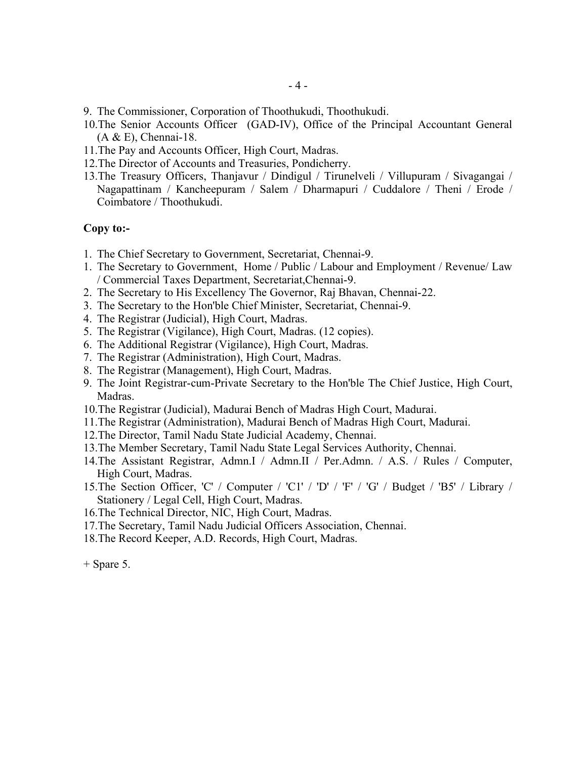9. The Commissioner, Corporation of Thoothukudi, Thoothukudi.
10. The Senior Accounts Officer (GAD-IV), Office of the Principal Accountant General (A & E), Chennai-18.
11. The Pay and Accounts Officer, High Court, Madras.
12. The Director of Accounts and Treasuries, Pondicherry.
13. The Treasury Officers, Thanjavur / Dindigul / Tirunelveli / Villupuram / Sivagangai / Nagapattinam / Kancheepuram / Salem / Dharmapuri / Cuddalore / Theni / Erode / Coimbatore / Thoothukudi.

**Copy to:-**

1. The Chief Secretary to Government, Secretariat, Chennai-9.
1. The Secretary to Government, Home / Public / Labour and Employment / Revenue/ Law / Commercial Taxes Department, Secretariat,Chennai-9.
2. The Secretary to His Excellency The Governor, Raj Bhavan, Chennai-22.
3. The Secretary to the Hon'ble Chief Minister, Secretariat, Chennai-9.
4. The Registrar (Judicial), High Court, Madras.
5. The Registrar (Vigilance), High Court, Madras. (12 copies).
6. The Additional Registrar (Vigilance), High Court, Madras.
7. The Registrar (Administration), High Court, Madras.
8. The Registrar (Management), High Court, Madras.
9. The Joint Registrar-cum-Private Secretary to the Hon'ble The Chief Justice, High Court, Madras.
10. The Registrar (Judicial), Madurai Bench of Madras High Court, Madurai.
11. The Registrar (Administration), Madurai Bench of Madras High Court, Madurai.
12. The Director, Tamil Nadu State Judicial Academy, Chennai.
13. The Member Secretary, Tamil Nadu State Legal Services Authority, Chennai.
14. The Assistant Registrar, Admn.I / Admn.II / Per.Admn. / A.S. / Rules / Computer, High Court, Madras.
15. The Section Officer, 'C' / Computer / 'C1' / 'D' / 'F' / 'G' / Budget / 'B5' / Library / Stationery / Legal Cell, High Court, Madras.
16. The Technical Director, NIC, High Court, Madras.
17. The Secretary, Tamil Nadu Judicial Officers Association, Chennai.
18. The Record Keeper, A.D. Records, High Court, Madras.

+ Spare 5.